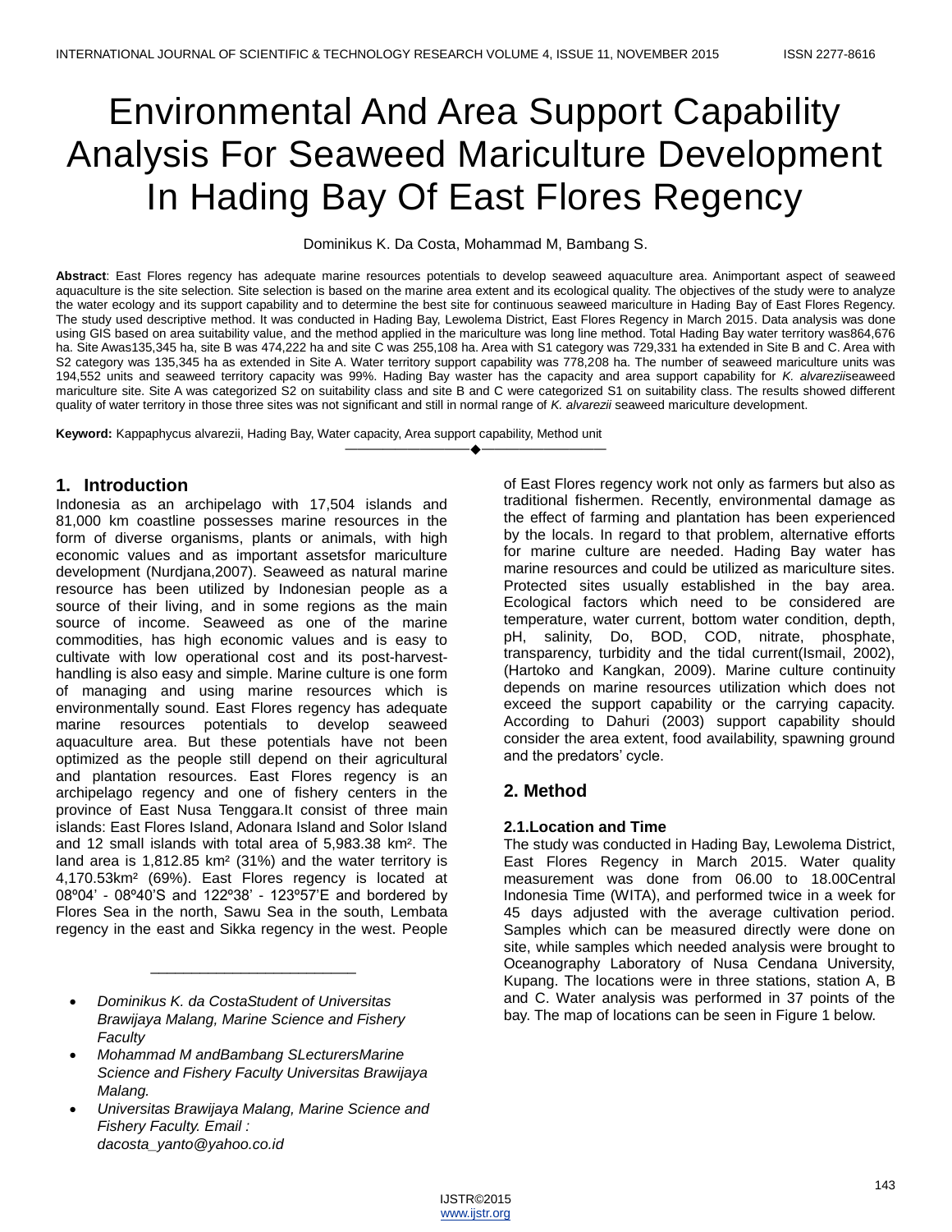# Environmental And Area Support Capability Analysis For Seaweed Mariculture Development In Hading Bay Of East Flores Regency

Dominikus K. Da Costa, Mohammad M, Bambang S.

**Abstract**: East Flores regency has adequate marine resources potentials to develop seaweed aquaculture area. Animportant aspect of seaweed aquaculture is the site selection. Site selection is based on the marine area extent and its ecological quality. The objectives of the study were to analyze the water ecology and its support capability and to determine the best site for continuous seaweed mariculture in Hading Bay of East Flores Regency. The study used descriptive method. It was conducted in Hading Bay, Lewolema District, East Flores Regency in March 2015. Data analysis was done using GIS based on area suitability value, and the method applied in the mariculture was long line method. Total Hading Bay water territory was864,676 ha. Site Awas135,345 ha, site B was 474,222 ha and site C was 255,108 ha. Area with S1 category was 729,331 ha extended in Site B and C. Area with S2 category was 135,345 ha as extended in Site A. Water territory support capability was 778,208 ha. The number of seaweed mariculture units was 194,552 units and seaweed territory capacity was 99%. Hading Bay waster has the capacity and area support capability for *K. alvarezii*seaweed mariculture site. Site A was categorized S2 on suitability class and site B and C were categorized S1 on suitability class. The results showed different quality of water territory in those three sites was not significant and still in normal range of *K. alvarezii* seaweed mariculture development.

**Keyword:** Kappaphycus alvarezii, Hading Bay, Water capacity, Area support capability, Method unit

## 1. Introduction

Indonesia as an archipelago with 17,504 islands and 81,000 km coastline possesses marine resources in the form of diverse organisms, plants or animals, with high economic values and as important assetsfor mariculture development (Nurdjana,2007). Seaweed as natural marine resource has been utilized by Indonesian people as a source of their living, and in some regions as the main source of income. Seaweed as one of the marine commodities, has high economic values and is easy to cultivate with low operational cost and its post-harvest-handling is also easy and simple. Marine culture is one form of managing and using marine resources which is environmentally sound. East Flores regency has adequate marine resources potentials to develop seaweed aquaculture area. But these potentials have not been optimized as the people still depend on their agricultural and plantation resources. East Flores regency is an archipelago regency and one of fishery centers in the province of East Nusa Tenggara.It consist of three main islands: East Flores Island, Adonara Island and Solor Island and 12 small islands with total area of 5,983.38 km². The land area is 1,812.85 km² (31%) and the water territory is 4,170.53km² (69%). East Flores regency is located at 08º04' - 08º40'S and 122º38' - 123º57'E and bordered by Flores Sea in the north, Sawu Sea in the south, Lembata regency in the east and Sikka regency in the west. People of East Flores regency work not only as farmers but also as traditional fishermen. Recently, environmental damage as the effect of farming and plantation has been experienced by the locals. In regard to that problem, alternative efforts for marine culture are needed. Hading Bay water has marine resources and could be utilized as mariculture sites. Protected sites usually established in the bay area. Ecological factors which need to be considered are temperature, water current, bottom water condition, depth, pH, salinity, Do, BOD, COD, nitrate, phosphate, transparency, turbidity and the tidal current(Ismail, 2002), (Hartoko and Kangkan, 2009). Marine culture continuity depends on marine resources utilization which does not exceed the support capability or the carrying capacity. According to Dahuri (2003) support capability should consider the area extent, food availability, spawning ground and the predators' cycle.

- *Dominikus K. da CostaStudent of Universitas Brawijaya Malang, Marine Science and Fishery Faculty*
- *Mohammad M andBambang SLecturersMarine Science and Fishery Faculty Universitas Brawijaya Malang.*
- *Universitas Brawijaya Malang, Marine Science and Fishery Faculty. Email : dacosta_yanto@yahoo.co.id*

## 2. Method

### 2.1.Location and Time

The study was conducted in Hading Bay, Lewolema District, East Flores Regency in March 2015. Water quality measurement was done from 06.00 to 18.00Central Indonesia Time (WITA), and performed twice in a week for 45 days adjusted with the average cultivation period. Samples which can be measured directly were done on site, while samples which needed analysis were brought to Oceanography Laboratory of Nusa Cendana University, Kupang. The locations were in three stations, station A, B and C. Water analysis was performed in 37 points of the bay. The map of locations can be seen in Figure 1 below.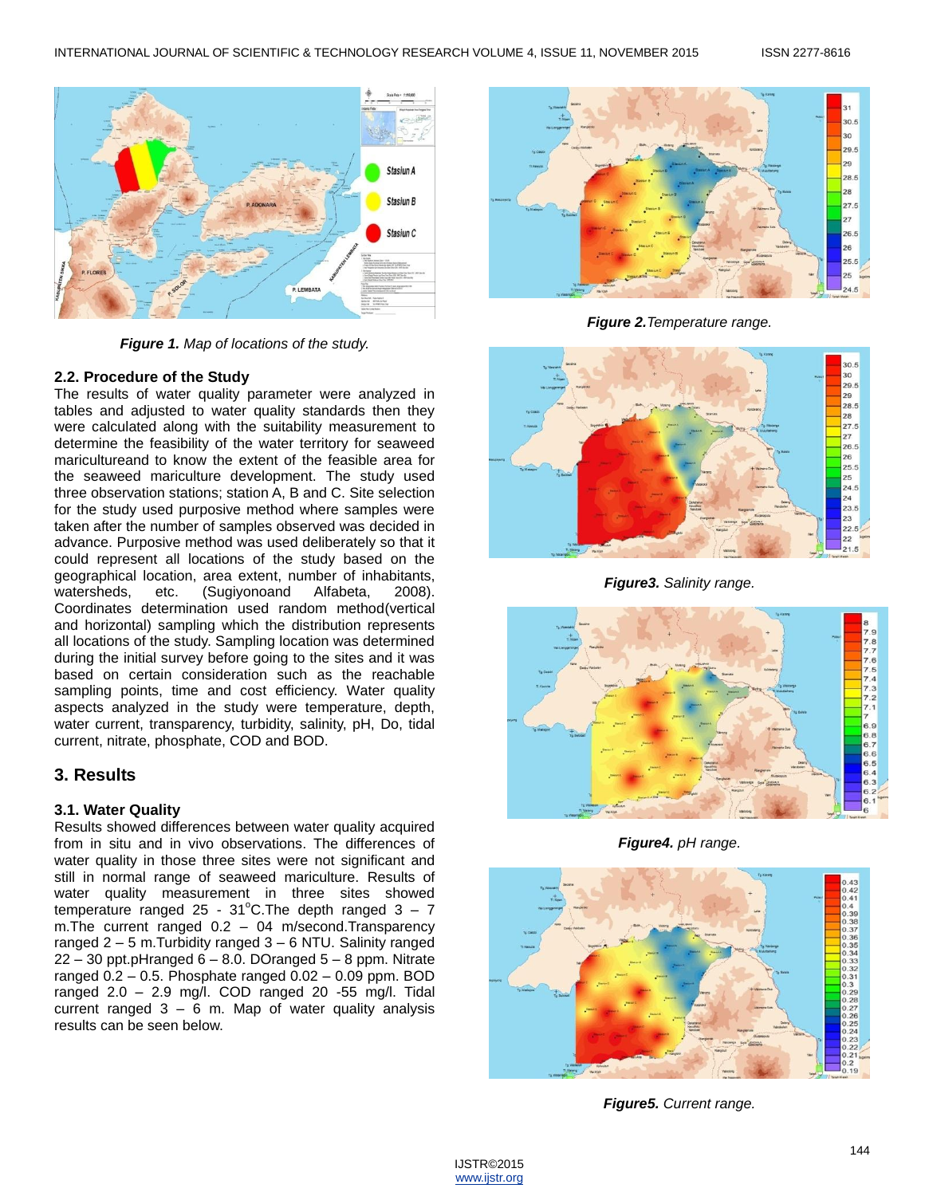*Figure 1.* Map of locations of the study.

### 2.2. Procedure of the Study

The results of water quality parameter were analyzed in tables and adjusted to water quality standards then they were calculated along with the suitability measurement to determine the feasibility of the water territory for seaweed maricultureand to know the extent of the feasible area for the seaweed mariculture development. The study used three observation stations; station A, B and C. Site selection for the study used purposive method where samples were taken after the number of samples observed was decided in advance. Purposive method was used deliberately so that it could represent all locations of the study based on the geographical location, area extent, number of inhabitants, watersheds, etc. (Sugiyonoand Alfabeta, 2008). Coordinates determination used random method(vertical and horizontal) sampling which the distribution represents all locations of the study. Sampling location was determined during the initial survey before going to the sites and it was based on certain consideration such as the reachable sampling points, time and cost efficiency. Water quality aspects analyzed in the study were temperature, depth, water current, transparency, turbidity, salinity, pH, Do, tidal current, nitrate, phosphate, COD and BOD.

## 3. Results

### 3.1. Water Quality

Results showed differences between water quality acquired from in situ and in vivo observations. The differences of water quality in those three sites were not significant and still in normal range of seaweed mariculture. Results of water quality measurement in three sites showed temperature ranged 25 - 31$^{o}$C.The depth ranged 3 – 7 m.The current ranged 0.2 – 04 m/second.Transparency ranged 2 – 5 m.Turbidity ranged 3 – 6 NTU. Salinity ranged 22 – 30 ppt.pHranged 6 – 8.0. DOranged 5 – 8 ppm. Nitrate ranged 0.2 – 0.5. Phosphate ranged 0.02 – 0.09 ppm. BOD ranged 2.0 – 2.9 mg/l. COD ranged 20 -55 mg/l. Tidal current ranged 3 – 6 m. Map of water quality analysis results can be seen below.

***Figure 2.***Temperature range.

***Figure3.*** Salinity range.

***Figure4.*** pH range.

***Figure5.*** Current range.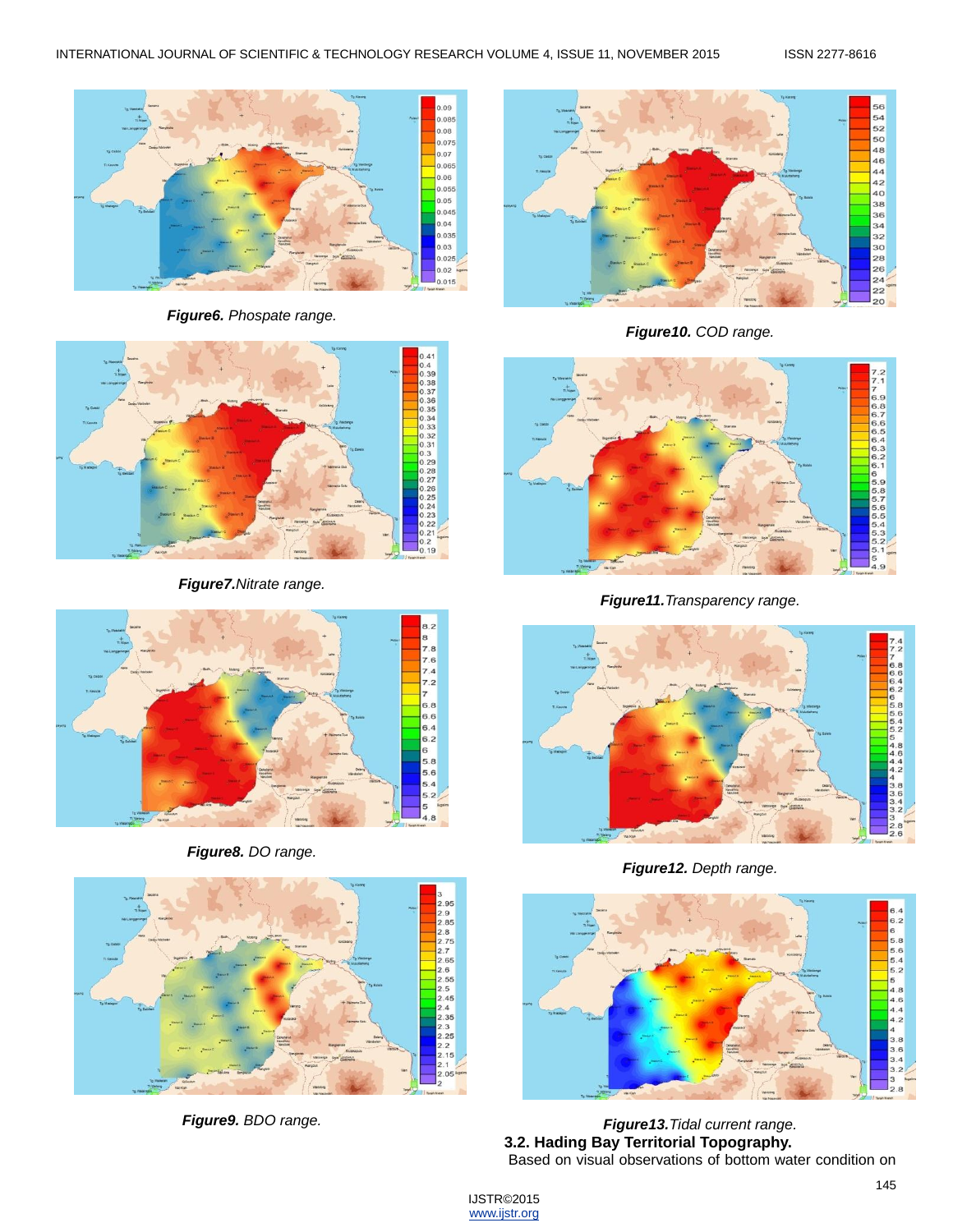***Figure6.*** *Phospate range.*

***Figure7.****Nitrate range.*

***Figure8.*** *DO range.*

***Figure9.*** *BDO range.*

***Figure10.*** *COD range.*

***Figure11.****Transparency range.*

***Figure12.*** *Depth range.*

***Figure13.****Tidal current range.*

### 3.2. Hading Bay Territorial Topography.

Based on visual observations of bottom water condition on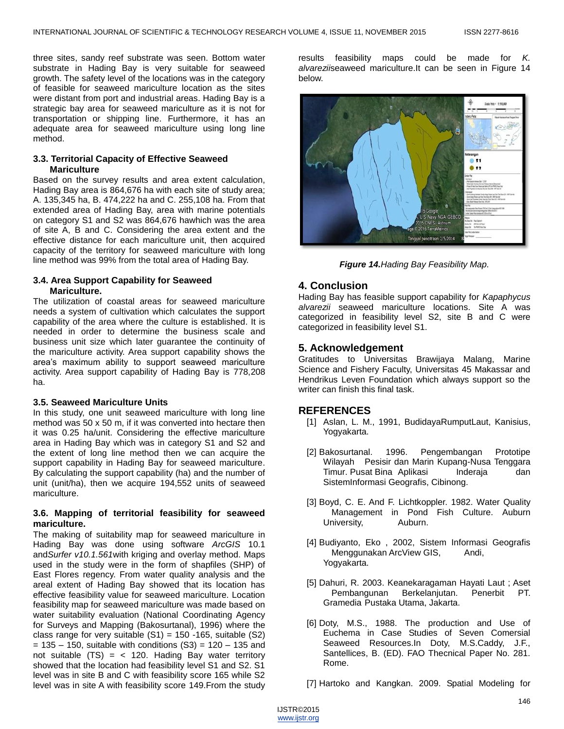three sites, sandy reef substrate was seen. Bottom water substrate in Hading Bay is very suitable for seaweed growth. The safety level of the locations was in the category of feasible for seaweed mariculture location as the sites were distant from port and industrial areas. Hading Bay is a strategic bay area for seaweed mariculture as it is not for transportation or shipping line. Furthermore, it has an adequate area for seaweed mariculture using long line method.

### 3.3. Territorial Capacity of Effective Seaweed Mariculture

Based on the survey results and area extent calculation, Hading Bay area is 864,676 ha with each site of study area; A. 135,345 ha, B. 474,222 ha and C. 255,108 ha. From that extended area of Hading Bay, area with marine potentials on category S1 and S2 was 864,676 hawhich was the area of site A, B and C. Considering the area extent and the effective distance for each mariculture unit, then acquired capacity of the territory for seaweed mariculture with long line method was 99% from the total area of Hading Bay.

### 3.4. Area Support Capability for Seaweed Mariculture.

The utilization of coastal areas for seaweed mariculture needs a system of cultivation which calculates the support capability of the area where the culture is established. It is needed in order to determine the business scale and business unit size which later guarantee the continuity of the mariculture activity. Area support capability shows the area's maximum ability to support seaweed mariculture activity. Area support capability of Hading Bay is 778,208 ha.

### 3.5. Seaweed Mariculture Units

In this study, one unit seaweed mariculture with long line method was 50 x 50 m, if it was converted into hectare then it was 0.25 ha/unit. Considering the effective mariculture area in Hading Bay which was in category S1 and S2 and the extent of long line method then we can acquire the support capability in Hading Bay for seaweed mariculture. By calculating the support capability (ha) and the number of unit (unit/ha), then we acquire 194,552 units of seaweed mariculture.

### 3.6. Mapping of territorial feasibility for seaweed mariculture.

The making of suitability map for seaweed mariculture in Hading Bay was done using software *ArcGIS* 10.1 and*Surfer v10.1.561*with kriging and overlay method. Maps used in the study were in the form of shapfiles (SHP) of East Flores regency. From water quality analysis and the areal extent of Hading Bay showed that its location has effective feasibility value for seaweed mariculture. Location feasibility map for seaweed mariculture was made based on water suitability evaluation (National Coordinating Agency for Surveys and Mapping (Bakosurtanal), 1996) where the class range for very suitable (S1) = 150 -165, suitable (S2) = 135 – 150, suitable with conditions (S3) = 120 – 135 and not suitable (TS) = < 120. Hading Bay water territory showed that the location had feasibility level S1 and S2. S1 level was in site B and C with feasibility score 165 while S2 level was in site A with feasibility score 149.From the study results feasibility maps could be made for *K. alvarezii*seaweed mariculture.It can be seen in Figure 14 below.

***Figure 14.****Hading Bay Feasibility Map.*

## 4. Conclusion

Hading Bay has feasible support capability for *Kapaphycus alvarezii* seaweed mariculture locations. Site A was categorized in feasibility level S2, site B and C were categorized in feasibility level S1.

## 5. Acknowledgement

Gratitudes to Universitas Brawijaya Malang, Marine Science and Fishery Faculty, Universitas 45 Makassar and Hendrikus Leven Foundation which always support so the writer can finish this final task.

## REFERENCES

[1] Aslan, L. M., 1991, BudidayaRumputLaut, Kanisius, Yogyakarta.

[2] Bakosurtanal. 1996. Pengembangan Prototipe Wilayah Pesisir dan Marin Kupang-Nusa Tenggara Timur. Pusat Bina Aplikasi Inderaja dan SistemInformasi Geografis, Cibinong.

[3] Boyd, C. E. And F. Lichtkoppler. 1982. Water Quality Management in Pond Fish Culture. Auburn University, Auburn.

[4] Budiyanto, Eko , 2002, Sistem Informasi Geografis Menggunakan ArcView GIS, Andi, Yogyakarta.

[5] Dahuri, R. 2003. Keanekaragaman Hayati Laut ; Aset Pembangunan Berkelanjutan. Penerbit PT. Gramedia Pustaka Utama, Jakarta.

[6] Doty, M.S., 1988. The production and Use of Euchema in Case Studies of Seven Comersial Seaweed Resources.In Doty, M.S.Caddy, J.F., Santellices, B. (ED). FAO Thecnical Paper No. 281. Rome.

[7] Hartoko and Kangkan. 2009. Spatial Modeling for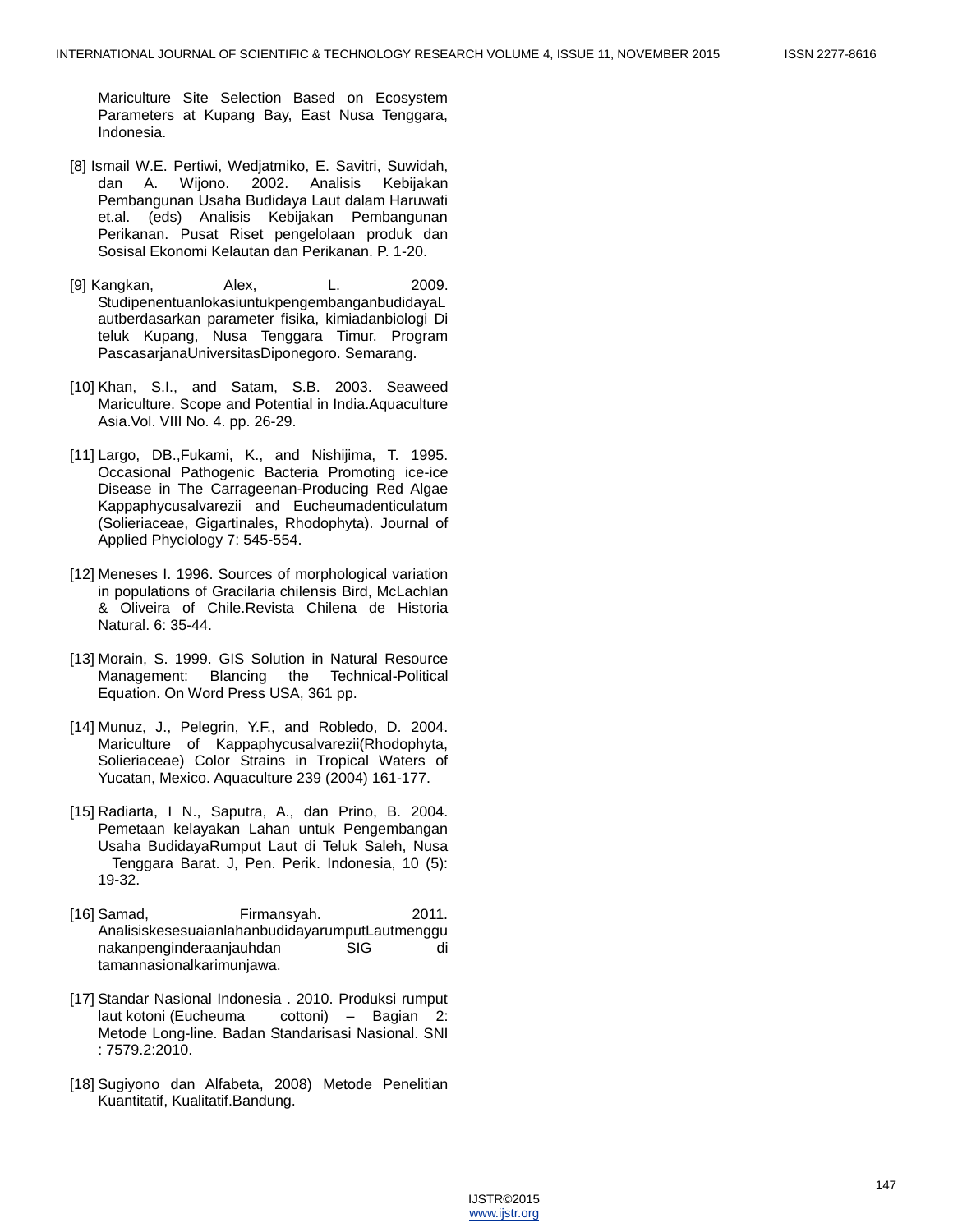Mariculture Site Selection Based on Ecosystem Parameters at Kupang Bay, East Nusa Tenggara, Indonesia.

[8] Ismail W.E. Pertiwi, Wedjatmiko, E. Savitri, Suwidah, dan A. Wijono. 2002. Analisis Kebijakan Pembangunan Usaha Budidaya Laut dalam Haruwati et.al. (eds) Analisis Kebijakan Pembangunan Perikanan. Pusat Riset pengelolaan produk dan Sosisal Ekonomi Kelautan dan Perikanan. P. 1-20.

[9] Kangkan, Alex, L. 2009. StudipenentuanlokasiuntukpengembanganbudidayaLautberdasarkan parameter fisika, kimiadanbiologi Di teluk Kupang, Nusa Tenggara Timur. Program PascasarjanaUniversitasDiponegoro. Semarang.

[10] Khan, S.I., and Satam, S.B. 2003. Seaweed Mariculture. Scope and Potential in India.Aquaculture Asia.Vol. VIII No. 4. pp. 26-29.

[11] Largo, DB.,Fukami, K., and Nishijima, T. 1995. Occasional Pathogenic Bacteria Promoting ice-ice Disease in The Carrageenan-Producing Red Algae Kappaphycusalvarezii and Eucheumadenticulatum (Solieriaceae, Gigartinales, Rhodophyta). Journal of Applied Phyciology 7: 545-554.

[12] Meneses I. 1996. Sources of morphological variation in populations of Gracilaria chilensis Bird, McLachlan & Oliveira of Chile.Revista Chilena de Historia Natural. 6: 35-44.

[13] Morain, S. 1999. GIS Solution in Natural Resource Management: Blancing the Technical-Political Equation. On Word Press USA, 361 pp.

[14] Munuz, J., Pelegrin, Y.F., and Robledo, D. 2004. Mariculture of Kappaphycusalvarezii(Rhodophyta, Solieriaceae) Color Strains in Tropical Waters of Yucatan, Mexico. Aquaculture 239 (2004) 161-177.

[15] Radiarta, I N., Saputra, A., dan Prino, B. 2004. Pemetaan kelayakan Lahan untuk Pengembangan Usaha BudidayaRumput Laut di Teluk Saleh, Nusa Tenggara Barat. J, Pen. Perik. Indonesia, 10 (5): 19-32.

[16] Samad, Firmansyah. 2011. AnalisiskesesuaianlahanbudidayarumputLautmenggunakanpenginderaanjauhdan SIG di tamannasionalkarimunjawa.

[17] Standar Nasional Indonesia . 2010. Produksi rumput laut kotoni (Eucheuma cottoni) – Bagian 2: Metode Long-line. Badan Standarisasi Nasional. SNI : 7579.2:2010.

[18] Sugiyono dan Alfabeta, 2008) Metode Penelitian Kuantitatif, Kualitatif.Bandung.